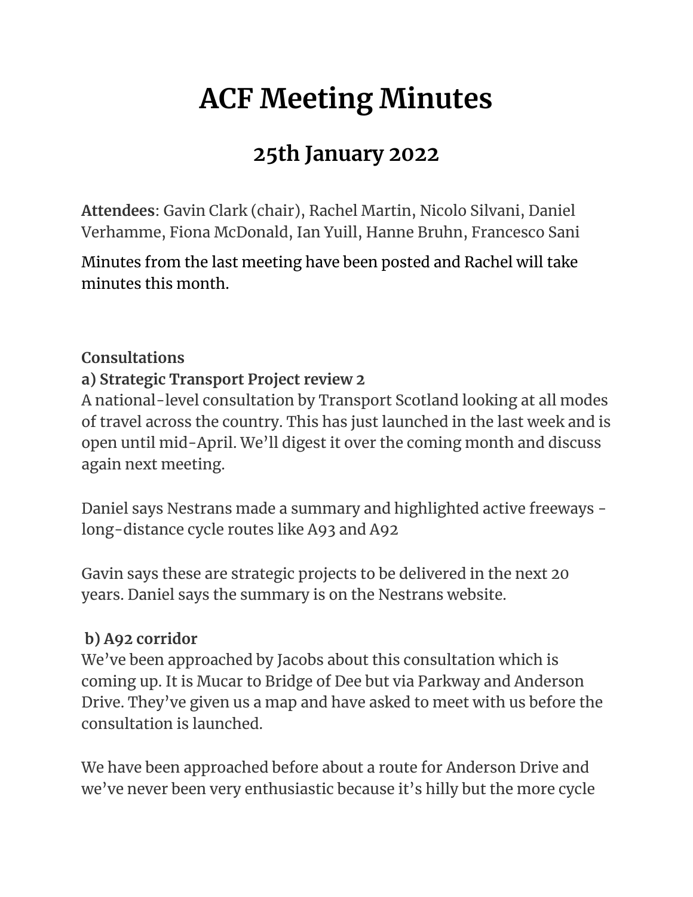# ACF Meeting Minutes

## 25th January 2022

**Attendees**: Gavin Clark (chair), Rachel Martin, Nicolo Silvani, Daniel Verhamme, Fiona McDonald, Ian Yuill, Hanne Bruhn, Francesco Sani

Minutes from the last meeting have been posted and Rachel will take minutes this month.

**Consultations**

**a) Strategic Transport Project review 2**

A national-level consultation by Transport Scotland looking at all modes of travel across the country. This has just launched in the last week and is open until mid-April. We'll digest it over the coming month and discuss again next meeting.

Daniel says Nestrans made a summary and highlighted active freeways - long-distance cycle routes like A93 and A92

Gavin says these are strategic projects to be delivered in the next 20 years. Daniel says the summary is on the Nestrans website.

**b) A92 corridor**

We've been approached by Jacobs about this consultation which is coming up. It is Mucar to Bridge of Dee but via Parkway and Anderson Drive. They've given us a map and have asked to meet with us before the consultation is launched.

We have been approached before about a route for Anderson Drive and we've never been very enthusiastic because it's hilly but the more cycle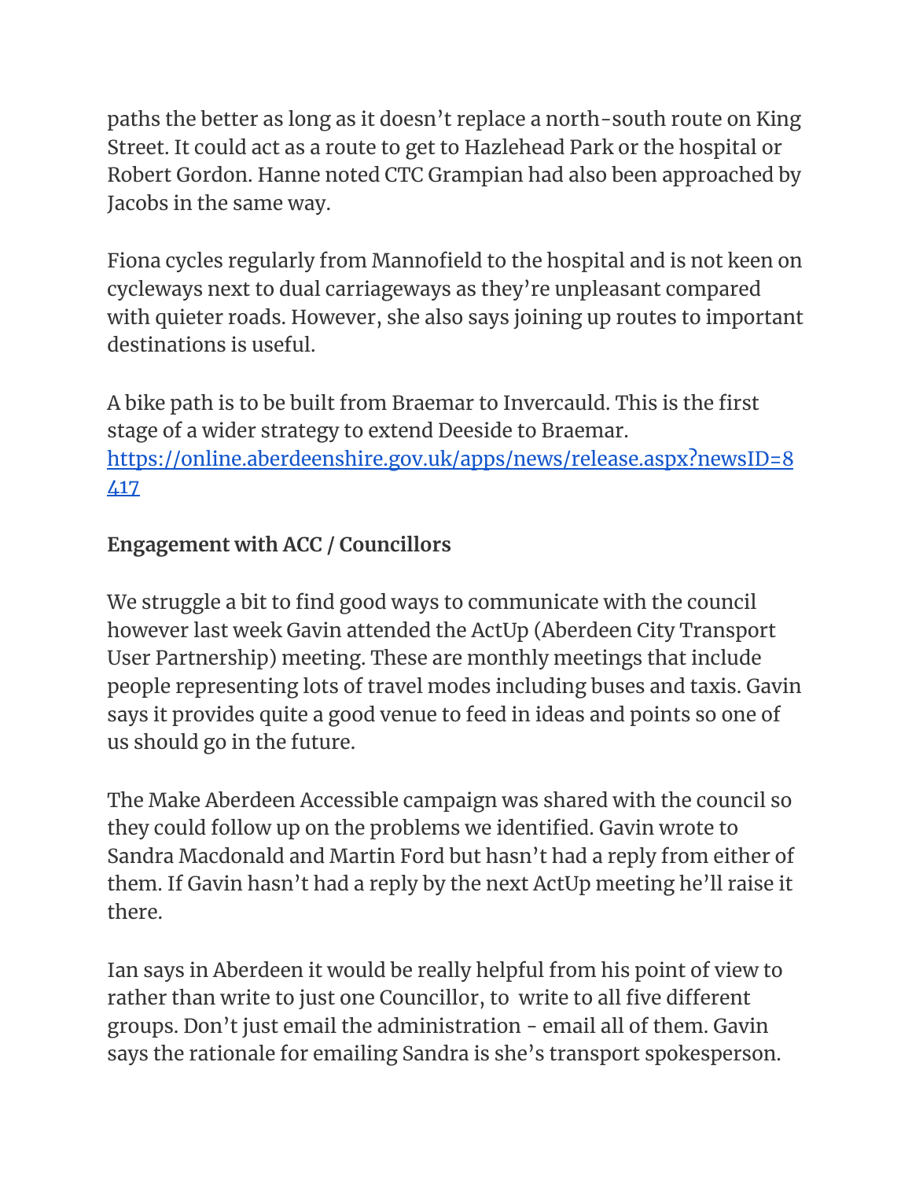paths the better as long as it doesn't replace a north-south route on King Street. It could act as a route to get to Hazlehead Park or the hospital or Robert Gordon. Hanne noted CTC Grampian had also been approached by Jacobs in the same way.

Fiona cycles regularly from Mannofield to the hospital and is not keen on cycleways next to dual carriageways as they're unpleasant compared with quieter roads. However, she also says joining up routes to important destinations is useful.

A bike path is to be built from Braemar to Invercauld. This is the first stage of a wider strategy to extend Deeside to Braemar. [https://online.aberdeenshire.gov.uk/apps/news/release.aspx?newsID=8417](https://online.aberdeenshire.gov.uk/apps/news/release.aspx?newsID=8417)

**Engagement with ACC / Councillors**

We struggle a bit to find good ways to communicate with the council however last week Gavin attended the ActUp (Aberdeen City Transport User Partnership) meeting. These are monthly meetings that include people representing lots of travel modes including buses and taxis. Gavin says it provides quite a good venue to feed in ideas and points so one of us should go in the future.

The Make Aberdeen Accessible campaign was shared with the council so they could follow up on the problems we identified. Gavin wrote to Sandra Macdonald and Martin Ford but hasn't had a reply from either of them. If Gavin hasn't had a reply by the next ActUp meeting he'll raise it there.

Ian says in Aberdeen it would be really helpful from his point of view to rather than write to just one Councillor, to write to all five different groups. Don't just email the administration - email all of them. Gavin says the rationale for emailing Sandra is she's transport spokesperson.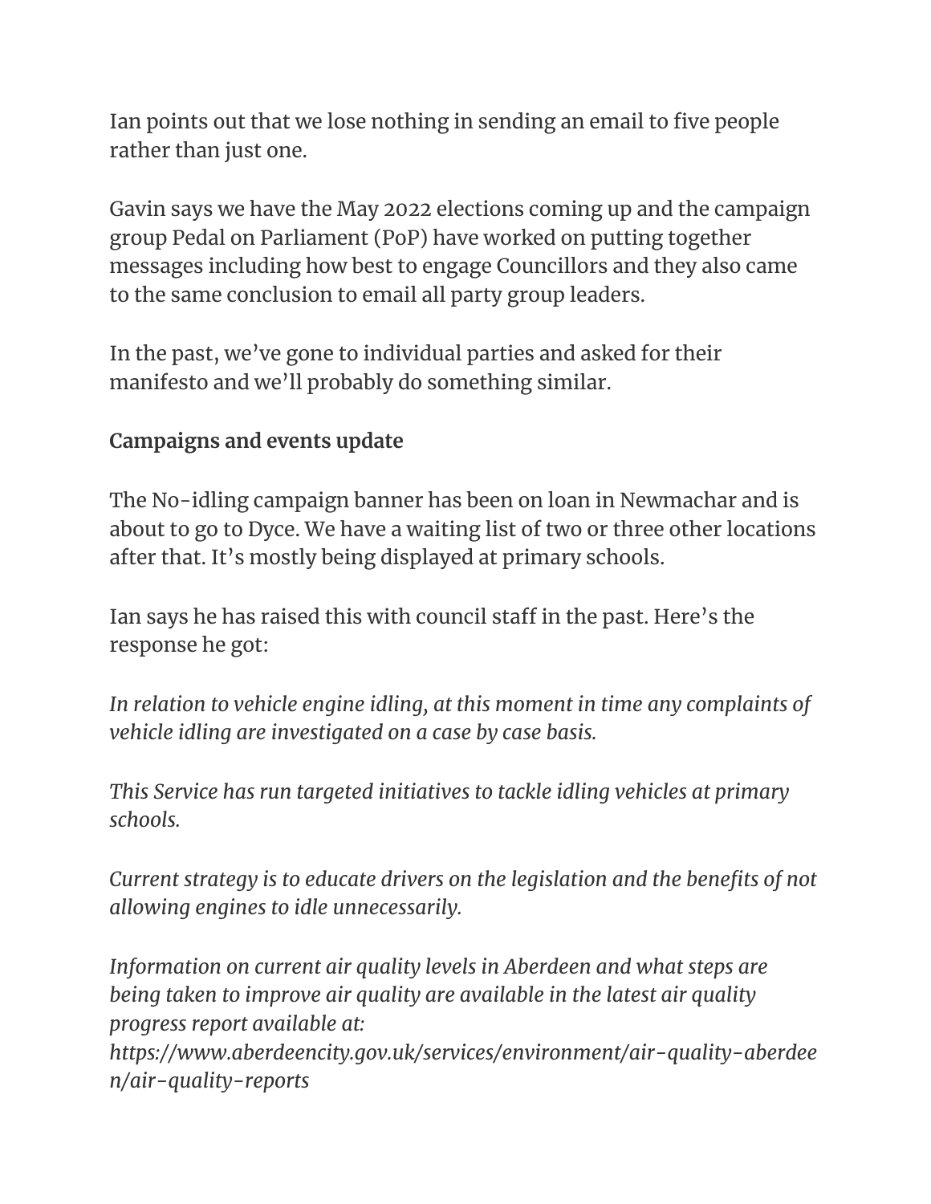Ian points out that we lose nothing in sending an email to five people rather than just one.

Gavin says we have the May 2022 elections coming up and the campaign group Pedal on Parliament (PoP) have worked on putting together messages including how best to engage Councillors and they also came to the same conclusion to email all party group leaders.

In the past, we've gone to individual parties and asked for their manifesto and we'll probably do something similar.

**Campaigns and events update**

The No-idling campaign banner has been on loan in Newmachar and is about to go to Dyce. We have a waiting list of two or three other locations after that. It's mostly being displayed at primary schools.

Ian says he has raised this with council staff in the past. Here's the response he got:

*In relation to vehicle engine idling, at this moment in time any complaints of vehicle idling are investigated on a case by case basis.*

*This Service has run targeted initiatives to tackle idling vehicles at primary schools.*

*Current strategy is to educate drivers on the legislation and the benefits of not allowing engines to idle unnecessarily.*

*Information on current air quality levels in Aberdeen and what steps are being taken to improve air quality are available in the latest air quality progress report available at: https://www.aberdeencity.gov.uk/services/environment/air-quality-aberdeen/air-quality-reports*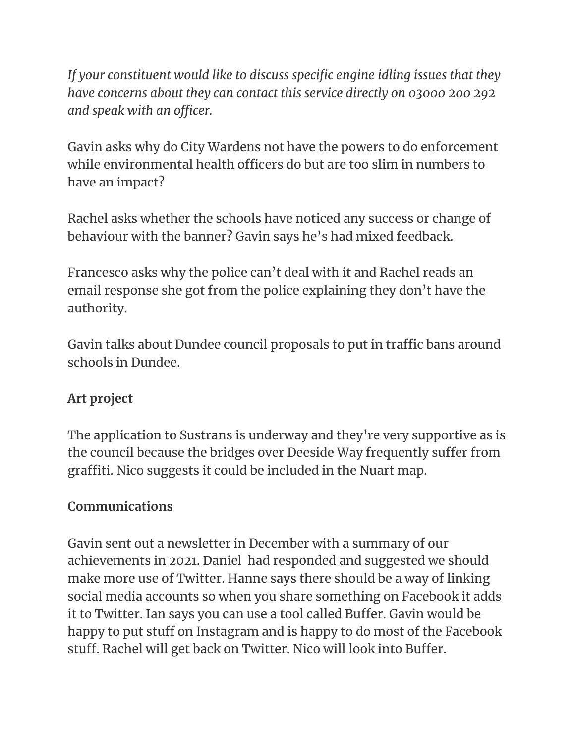*If your constituent would like to discuss specific engine idling issues that they have concerns about they can contact this service directly on 03000 200 292 and speak with an officer.*

Gavin asks why do City Wardens not have the powers to do enforcement while environmental health officers do but are too slim in numbers to have an impact?

Rachel asks whether the schools have noticed any success or change of behaviour with the banner? Gavin says he's had mixed feedback.

Francesco asks why the police can't deal with it and Rachel reads an email response she got from the police explaining they don't have the authority.

Gavin talks about Dundee council proposals to put in traffic bans around schools in Dundee.

**Art project**

The application to Sustrans is underway and they're very supportive as is the council because the bridges over Deeside Way frequently suffer from graffiti. Nico suggests it could be included in the Nuart map.

**Communications**

Gavin sent out a newsletter in December with a summary of our achievements in 2021. Daniel  had responded and suggested we should make more use of Twitter. Hanne says there should be a way of linking social media accounts so when you share something on Facebook it adds it to Twitter. Ian says you can use a tool called Buffer. Gavin would be happy to put stuff on Instagram and is happy to do most of the Facebook stuff. Rachel will get back on Twitter. Nico will look into Buffer.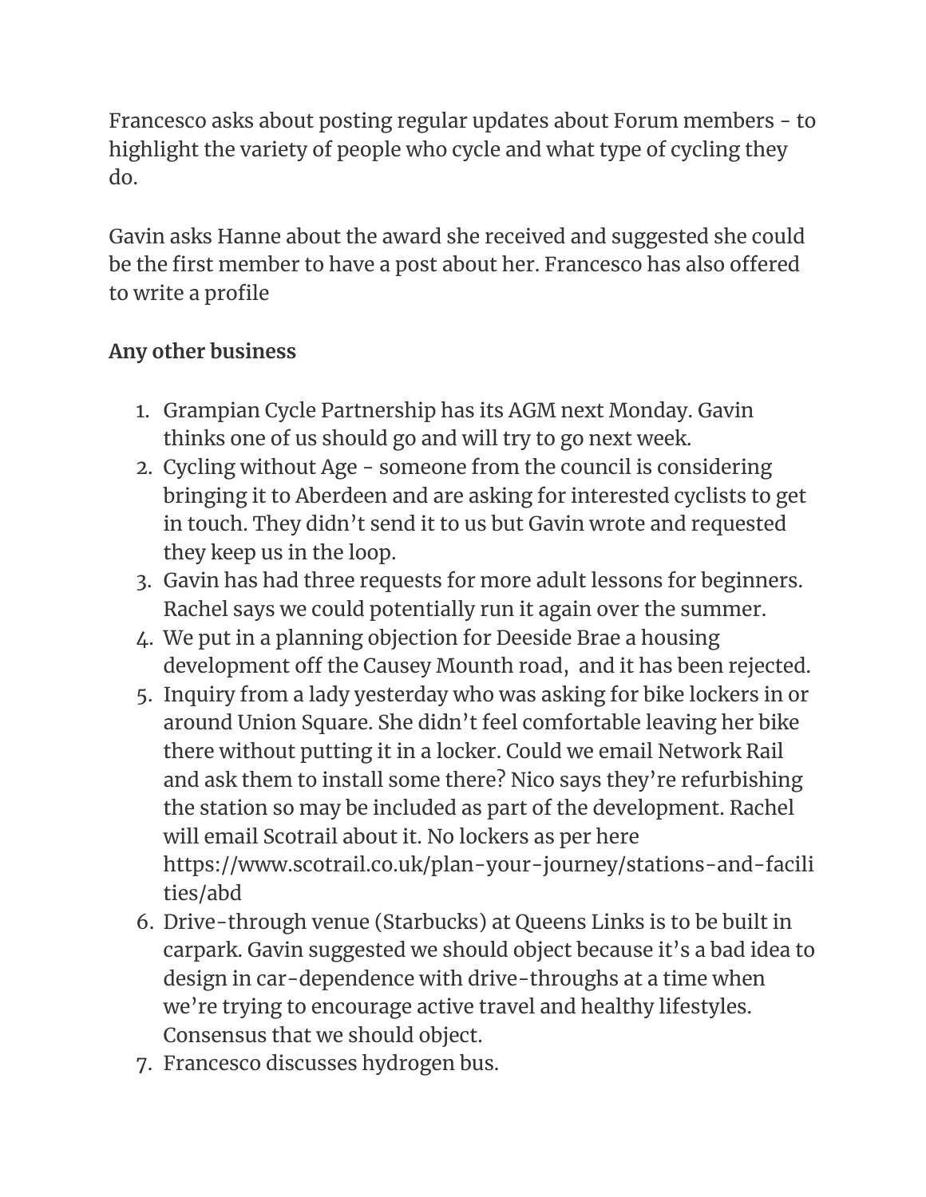Francesco asks about posting regular updates about Forum members - to highlight the variety of people who cycle and what type of cycling they do.

Gavin asks Hanne about the award she received and suggested she could be the first member to have a post about her. Francesco has also offered to write a profile

**Any other business**

1. Grampian Cycle Partnership has its AGM next Monday. Gavin thinks one of us should go and will try to go next week.
2. Cycling without Age - someone from the council is considering bringing it to Aberdeen and are asking for interested cyclists to get in touch. They didn't send it to us but Gavin wrote and requested they keep us in the loop.
3. Gavin has had three requests for more adult lessons for beginners. Rachel says we could potentially run it again over the summer.
4. We put in a planning objection for Deeside Brae a housing development off the Causey Mounth road,  and it has been rejected.
5. Inquiry from a lady yesterday who was asking for bike lockers in or around Union Square. She didn't feel comfortable leaving her bike there without putting it in a locker. Could we email Network Rail and ask them to install some there? Nico says they're refurbishing the station so may be included as part of the development. Rachel will email Scotrail about it. No lockers as per here https://www.scotrail.co.uk/plan-your-journey/stations-and-facilities/abd
6. Drive-through venue (Starbucks) at Queens Links is to be built in carpark. Gavin suggested we should object because it's a bad idea to design in car-dependence with drive-throughs at a time when we're trying to encourage active travel and healthy lifestyles. Consensus that we should object.
7. Francesco discusses hydrogen bus.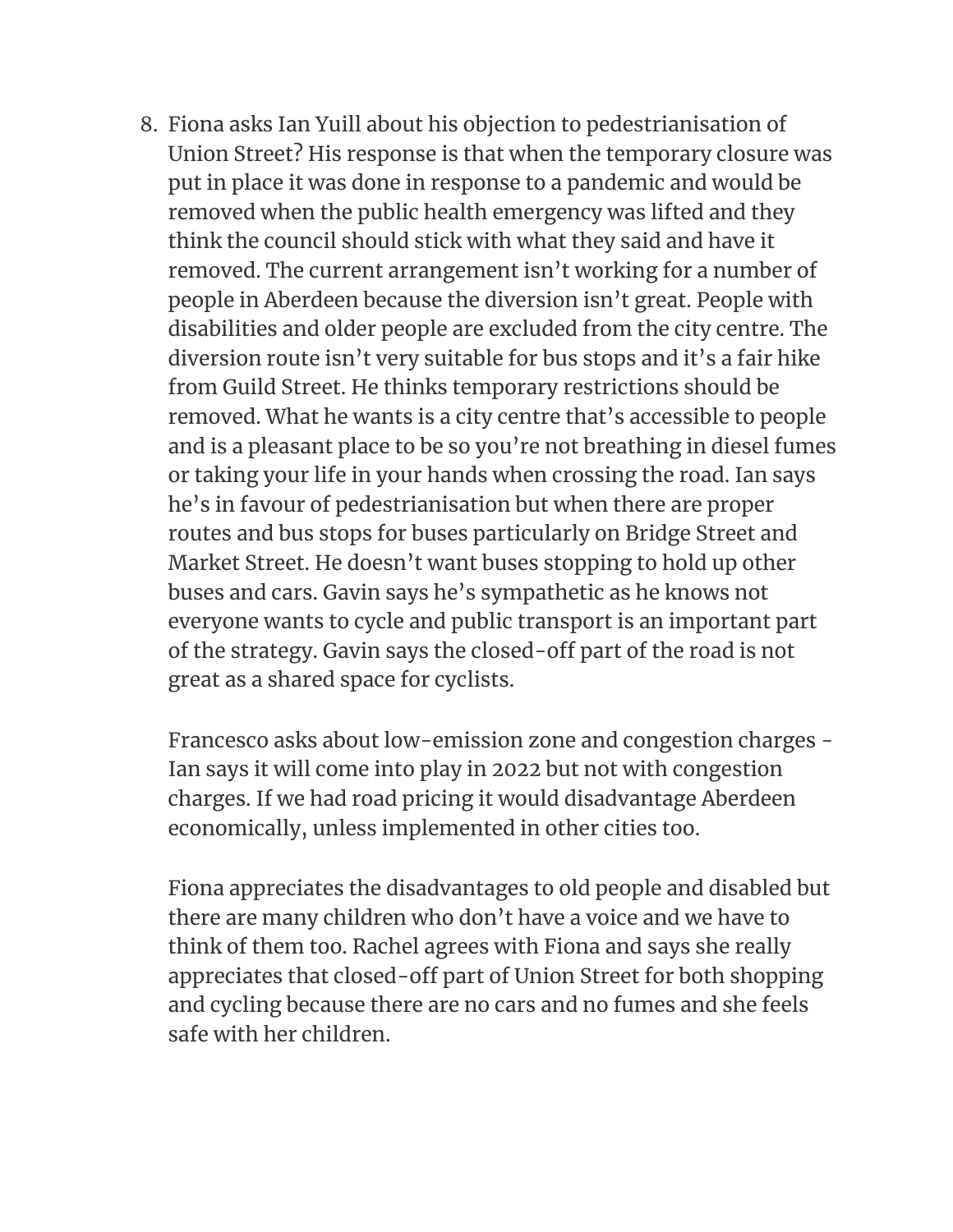8. Fiona asks Ian Yuill about his objection to pedestrianisation of Union Street? His response is that when the temporary closure was put in place it was done in response to a pandemic and would be removed when the public health emergency was lifted and they think the council should stick with what they said and have it removed. The current arrangement isn't working for a number of people in Aberdeen because the diversion isn't great. People with disabilities and older people are excluded from the city centre. The diversion route isn't very suitable for bus stops and it's a fair hike from Guild Street. He thinks temporary restrictions should be removed. What he wants is a city centre that's accessible to people and is a pleasant place to be so you're not breathing in diesel fumes or taking your life in your hands when crossing the road. Ian says he's in favour of pedestrianisation but when there are proper routes and bus stops for buses particularly on Bridge Street and Market Street. He doesn't want buses stopping to hold up other buses and cars. Gavin says he's sympathetic as he knows not everyone wants to cycle and public transport is an important part of the strategy. Gavin says the closed-off part of the road is not great as a shared space for cyclists.

   Francesco asks about low-emission zone and congestion charges - Ian says it will come into play in 2022 but not with congestion charges. If we had road pricing it would disadvantage Aberdeen economically, unless implemented in other cities too.

   Fiona appreciates the disadvantages to old people and disabled but there are many children who don't have a voice and we have to think of them too. Rachel agrees with Fiona and says she really appreciates that closed-off part of Union Street for both shopping and cycling because there are no cars and no fumes and she feels safe with her children.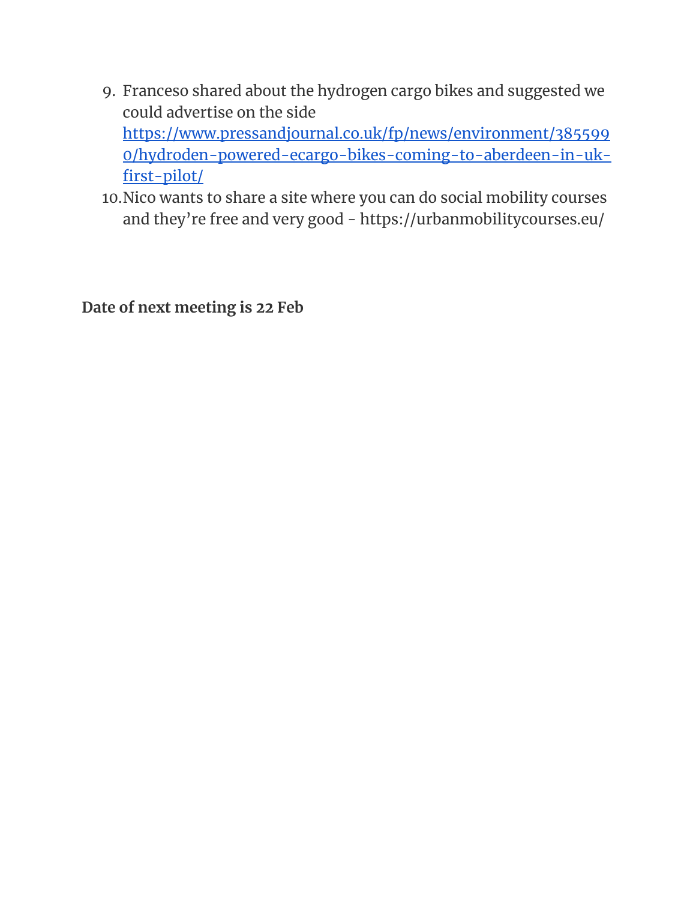9. Franceso shared about the hydrogen cargo bikes and suggested we could advertise on the side https://www.pressandjournal.co.uk/fp/news/environment/3855990/hydroden-powered-ecargo-bikes-coming-to-aberdeen-in-uk-first-pilot/
10. Nico wants to share a site where you can do social mobility courses and they're free and very good - https://urbanmobilitycourses.eu/

**Date of next meeting is 22 Feb**